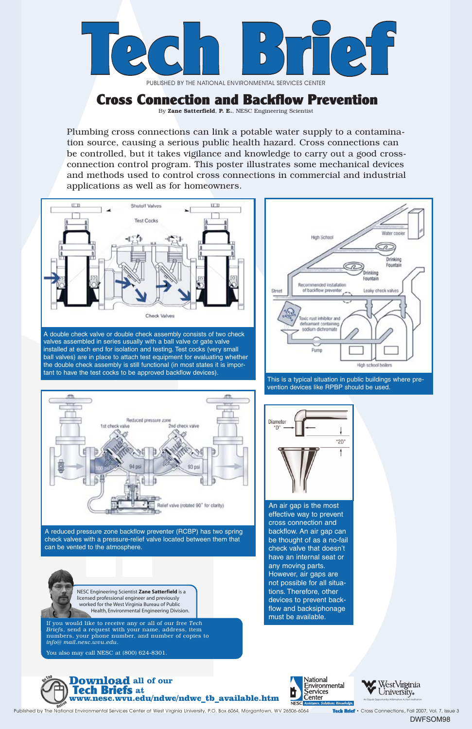# Tech Brief

PUBLISHED BY THE NATIONAL ENVIRONMENTAL SERVICES CENTER

## Cross Connection and Backflow Prevention

By **Zane Satterfield**, **P. E.**, NESC Engineering Scientist

Plumbing cross connections can link a potable water supply to a contamination source, causing a serious public health hazard. Cross connections can be controlled, but it takes vigilance and knowledge to carry out a good cross-connection control program. This poster illustrates some mechanical devices and methods used to control cross connections in commercial and industrial applications as well as for homeowners.

A double check valve or double check assembly consists of two check valves assembled in series usually with a ball valve or gate valve installed at each end for isolation and testing. Test cocks (very small ball valves) are in place to attach test equipment for evaluating whether the double check assembly is still functional (in most states it is important to have the test cocks to be approved backflow devices).

This is a typical situation in public buildings where prevention devices like RPBP should be used.

A reduced pressure zone backflow preventer (RCBP) has two spring check valves with a pressure-relief valve located between them that can be vented to the atmosphere.

An air gap is the most effective way to prevent cross connection and backflow. An air gap can be thought of as a no-fail check valve that doesn't have an internal seat or any moving parts. However, air gaps are not possible for all situations. Therefore, other devices to prevent backflow and backsiphonage must be available.

NESC Engineering Scientist **Zane Satterfield** is a licensed professional engineer and previously worked for the West Virginia Bureau of Public Health, Environmental Engineering Division.

If you would like to receive any or all of our free *Tech Briefs*, send a request with your name, address, item numbers, your phone number, and number of copies to *info@ mail.nesc.wvu.edu*.

You also may call NESC at (800) 624-8301.

**Download** all of our **Tech Briefs** at **www.nesc.wvu.edu/ndwc/ndwc_tb_available.htm**

Published by The National Environmental Services Center at West Virginia University, P.O. Box 6064, Morgantown, WV 26506-6064

DWFSOM98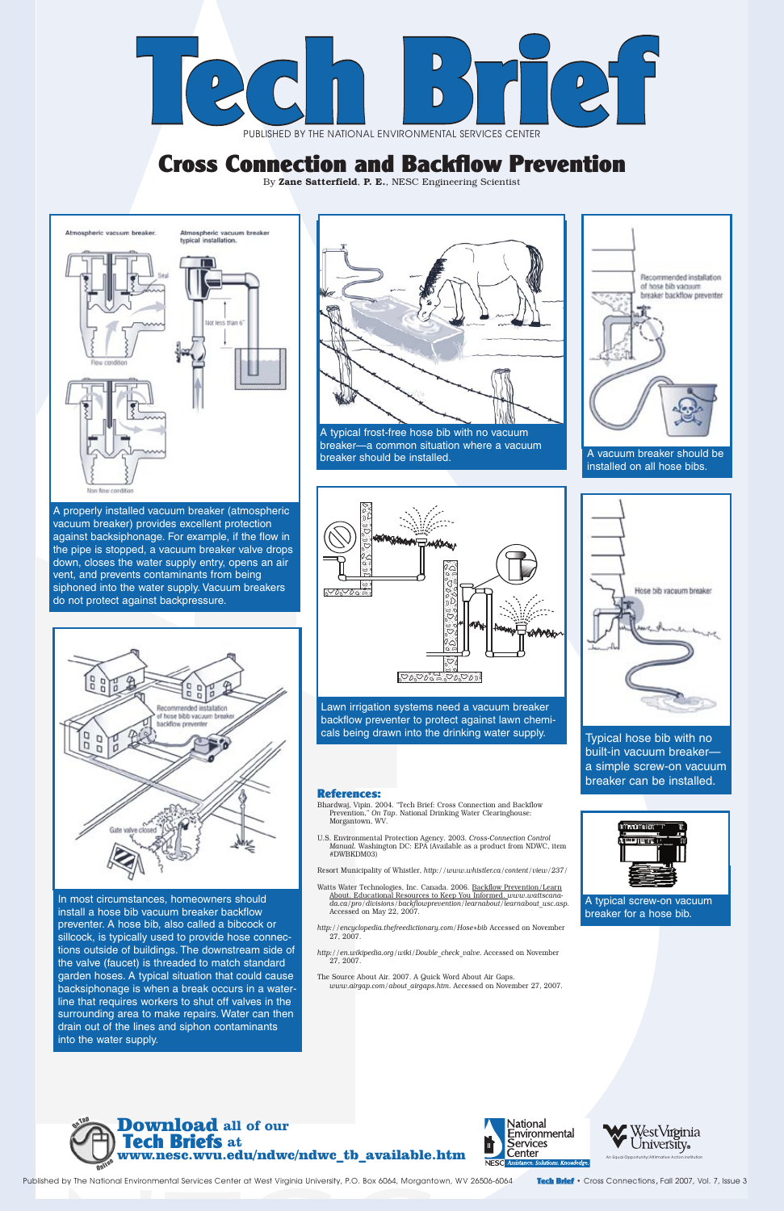# Tech Brief

PUBLISHED BY THE NATIONAL ENVIRONMENTAL SERVICES CENTER

## Cross Connection and Backflow Prevention

By **Zane Satterfield**, **P. E.**, NESC Engineering Scientist

A properly installed vacuum breaker (atmospheric vacuum breaker) provides excellent protection against backsiphonage. For example, if the flow in the pipe is stopped, a vacuum breaker valve drops down, closes the water supply entry, opens an air vent, and prevents contaminants from being siphoned into the water supply. Vacuum breakers do not protect against backpressure.

In most circumstances, homeowners should install a hose bib vacuum breaker backflow preventer. A hose bib, also called a bibcock or sillcock, is typically used to provide hose connections outside of buildings. The downstream side of the valve (faucet) is threaded to match standard garden hoses. A typical situation that could cause backsiphonage is when a break occurs in a waterline that requires workers to shut off valves in the surrounding area to make repairs. Water can then drain out of the lines and siphon contaminants into the water supply.

A typical frost-free hose bib with no vacuum breaker—a common situation where a vacuum breaker should be installed.

Lawn irrigation systems need a vacuum breaker backflow preventer to protect against lawn chemicals being drawn into the drinking water supply.

A vacuum breaker should be installed on all hose bibs.

Typical hose bib with no built-in vacuum breaker—a simple screw-on vacuum breaker can be installed.

A typical screw-on vacuum breaker for a hose bib.

### References:

Bhardwaj, Vipin. 2004. "Tech Brief: Cross Connection and Backflow Prevention." *On Tap*. National Drinking Water Clearinghouse: Morgantown, WV.

U.S. Environmental Protection Agency. 2003. *Cross-Connection Control Manual*. Washington DC: EPA (Available as a product from NDWC, item #DWBKDM03)

Resort Municipality of Whistler. *http://www.whistler.ca/content/view/237/*

Watts Water Technologies, Inc. Canada. 2006. Backflow Prevention/Learn About, Educational Resources to Keep You Informed. *www.wattscanada.ca/pro/divisions/backflowprevention/learnabout/learnabout_usc.asp.* Accessed on May 22, 2007.

*http://encyclopedia.thefreedictionary.com/Hose+bib* Accessed on November 27, 2007.

*http://en.wikipedia.org/wiki/Double_check_valve*. Accessed on November 27, 2007.

The Source About Air. 2007. A Quick Word About Air Gaps. *www.airgap.com/about_airgaps.htm*. Accessed on November 27, 2007.

**Download** all of our **Tech Briefs** at **www.nesc.wvu.edu/ndwc/ndwc_tb_available.htm**

Published by The National Environmental Services Center at West Virginia University, P.O. Box 6064, Morgantown, WV 26506-6064